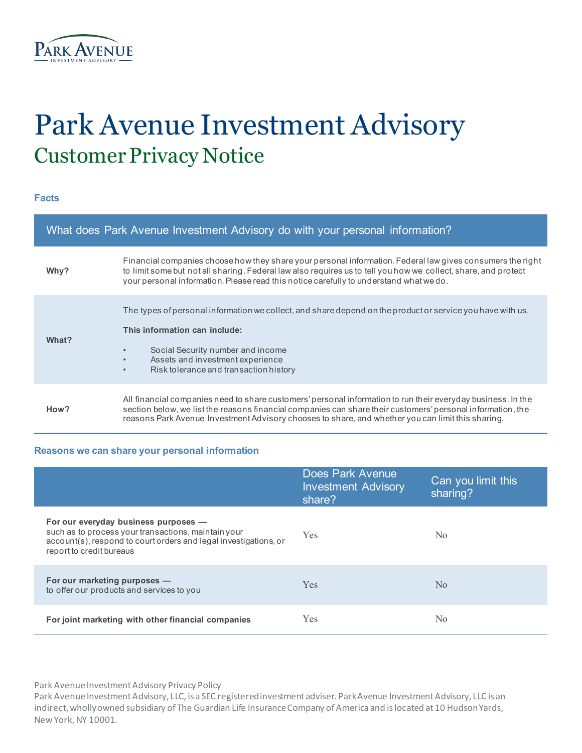# Park Avenue Investment Advisory

## Customer Privacy Notice

### Facts

| What does Park Avenue Investment Advisory do with your personal information? | |
|---|---|
| **Why?** | Financial companies choose how they share your personal information. Federal law gives consumers the right to limit some but not all sharing. Federal law also requires us to tell you how we collect, share, and protect your personal information. Please read this notice carefully to understand what we do. |
| **What?** | The types of personal information we collect, and share depend on the product or service you have with us.<br><br>**This information can include:**<br><br>• Social Security number and income<br>• Assets and investment experience<br>• Risk tolerance and transaction history |
| **How?** | All financial companies need to share customers' personal information to run their everyday business. In the section below, we list the reasons financial companies can share their customers' personal information, the reasons Park Avenue Investment Advisory chooses to share, and whether you can limit this sharing. |

### Reasons we can share your personal information

| | Does Park Avenue Investment Advisory share? | Can you limit this sharing? |
|---|---|---|
| **For our everyday business purposes —** such as to process your transactions, maintain your account(s), respond to court orders and legal investigations, or report to credit bureaus | Yes | No |
| **For our marketing purposes —** to offer our products and services to you | Yes | No |
| **For joint marketing with other financial companies** | Yes | No |

Park Avenue Investment Advisory Privacy Policy
Park Avenue Investment Advisory, LLC, is a SEC registered investment adviser. Park Avenue Investment Advisory, LLC is an indirect, wholly owned subsidiary of The Guardian Life Insurance Company of America and is located at 10 Hudson Yards, New York, NY 10001.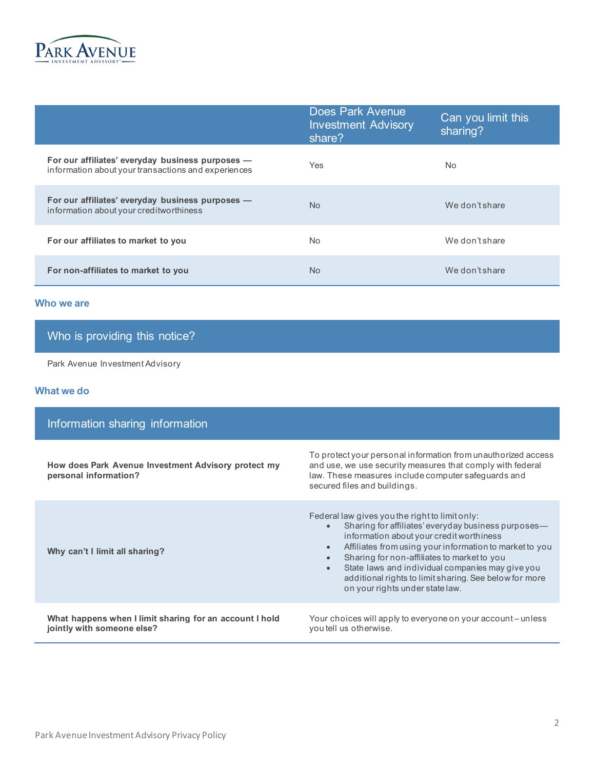| | Does Park Avenue Investment Advisory share? | Can you limit this sharing? |
|---|---|---|
| **For our affiliates' everyday business purposes —** information about your transactions and experiences | Yes | No |
| **For our affiliates' everyday business purposes —** information about your creditworthiness | No | We don't share |
| **For our affiliates to market to you** | No | We don't share |
| **For non-affiliates to market to you** | No | We don't share |

## Who we are

| Who is providing this notice? |
|---|
| Park Avenue Investment Advisory |

## What we do

| Information sharing information | |
|---|---|
| **How does Park Avenue Investment Advisory protect my personal information?** | To protect your personal information from unauthorized access and use, we use security measures that comply with federal law. These measures include computer safeguards and secured files and buildings. |
| **Why can't I limit all sharing?** | Federal law gives you the right to limit only:<br>• Sharing for affiliates' everyday business purposes—information about your credit worthiness<br>• Affiliates from using your information to market to you<br>• Sharing for non-affiliates to market to you<br>• State laws and individual companies may give you additional rights to limit sharing. See below for more on your rights under state law. |
| **What happens when I limit sharing for an account I hold jointly with someone else?** | Your choices will apply to everyone on your account – unless you tell us otherwise. |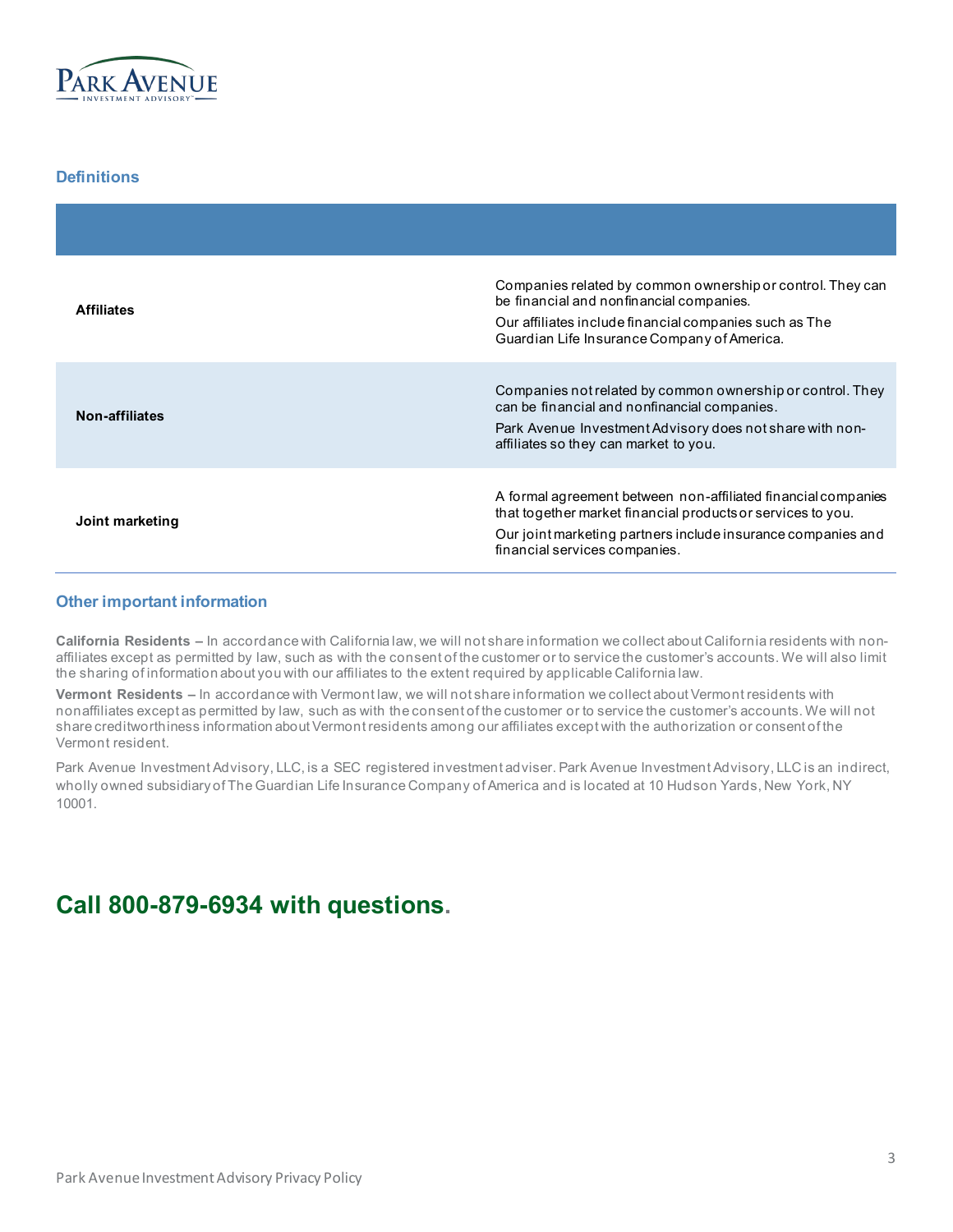## Definitions

| | |
|---|---|
| **Affiliates** | Companies related by common ownership or control. They can be financial and nonfinancial companies.<br>Our affiliates include financial companies such as The Guardian Life Insurance Company of America. |
| **Non-affiliates** | Companies not related by common ownership or control. They can be financial and nonfinancial companies.<br>Park Avenue Investment Advisory does not share with non-affiliates so they can market to you. |
| **Joint marketing** | A formal agreement between non-affiliated financial companies that together market financial products or services to you.<br>Our joint marketing partners include insurance companies and financial services companies. |

## Other important information

**California Residents –** In accordance with California law, we will not share information we collect about California residents with non-affiliates except as permitted by law, such as with the consent of the customer or to service the customer's accounts. We will also limit the sharing of information about you with our affiliates to the extent required by applicable California law.

**Vermont Residents –** In accordance with Vermont law, we will not share information we collect about Vermont residents with nonaffiliates except as permitted by law, such as with the consent of the customer or to service the customer's accounts. We will not share creditworthiness information about Vermont residents among our affiliates except with the authorization or consent of the Vermont resident.

Park Avenue Investment Advisory, LLC, is a SEC registered investment adviser. Park Avenue Investment Advisory, LLC is an indirect, wholly owned subsidiary of The Guardian Life Insurance Company of America and is located at 10 Hudson Yards, New York, NY 10001.

# Call 800-879-6934 with questions.